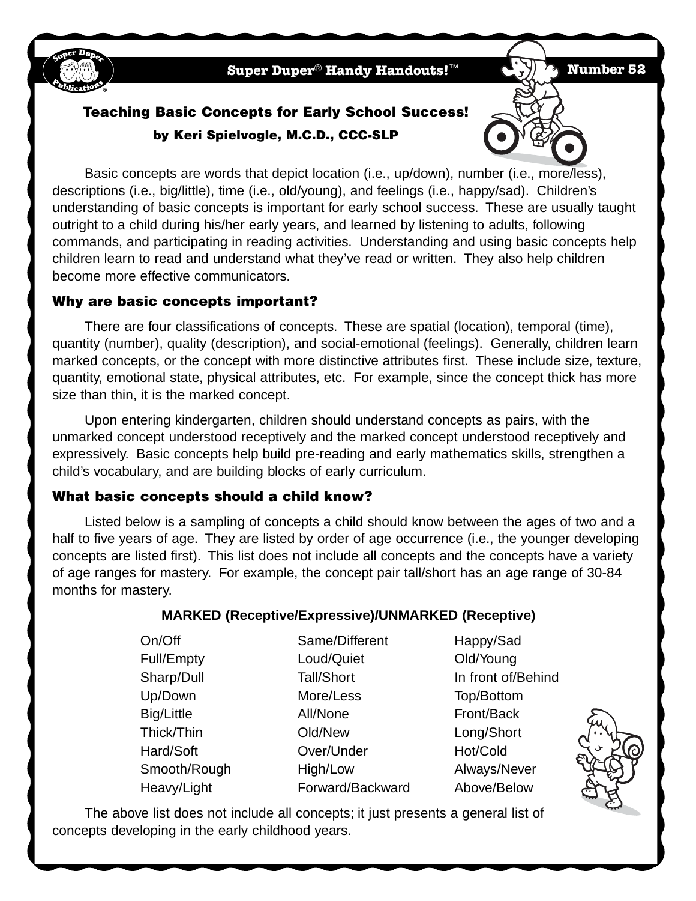Super Duper® Handy Handouts!™ Number 52

# Teaching Basic Concepts for Early School Success!

**by Keri Spielvogle, M.C.D., CCC-SLP**

Basic concepts are words that depict location (i.e., up/down), number (i.e., more/less), descriptions (i.e., big/little), time (i.e., old/young), and feelings (i.e., happy/sad). Children's understanding of basic concepts is important for early school success. These are usually taught outright to a child during his/her early years, and learned by listening to adults, following commands, and participating in reading activities. Understanding and using basic concepts help children learn to read and understand what they've read or written. They also help children become more effective communicators.

## Why are basic concepts important?

There are four classifications of concepts. These are spatial (location), temporal (time), quantity (number), quality (description), and social-emotional (feelings). Generally, children learn marked concepts, or the concept with more distinctive attributes first. These include size, texture, quantity, emotional state, physical attributes, etc. For example, since the concept thick has more size than thin, it is the marked concept.

Upon entering kindergarten, children should understand concepts as pairs, with the unmarked concept understood receptively and the marked concept understood receptively and expressively. Basic concepts help build pre-reading and early mathematics skills, strengthen a child's vocabulary, and are building blocks of early curriculum.

## What basic concepts should a child know?

Listed below is a sampling of concepts a child should know between the ages of two and a half to five years of age. They are listed by order of age occurrence (i.e., the younger developing concepts are listed first). This list does not include all concepts and the concepts have a variety of age ranges for mastery. For example, the concept pair tall/short has an age range of 30-84 months for mastery.

**MARKED (Receptive/Expressive)/UNMARKED (Receptive)**

| | | |
|---|---|---|
| On/Off | Same/Different | Happy/Sad |
| Full/Empty | Loud/Quiet | Old/Young |
| Sharp/Dull | Tall/Short | In front of/Behind |
| Up/Down | More/Less | Top/Bottom |
| Big/Little | All/None | Front/Back |
| Thick/Thin | Old/New | Long/Short |
| Hard/Soft | Over/Under | Hot/Cold |
| Smooth/Rough | High/Low | Always/Never |
| Heavy/Light | Forward/Backward | Above/Below |

The above list does not include all concepts; it just presents a general list of concepts developing in the early childhood years.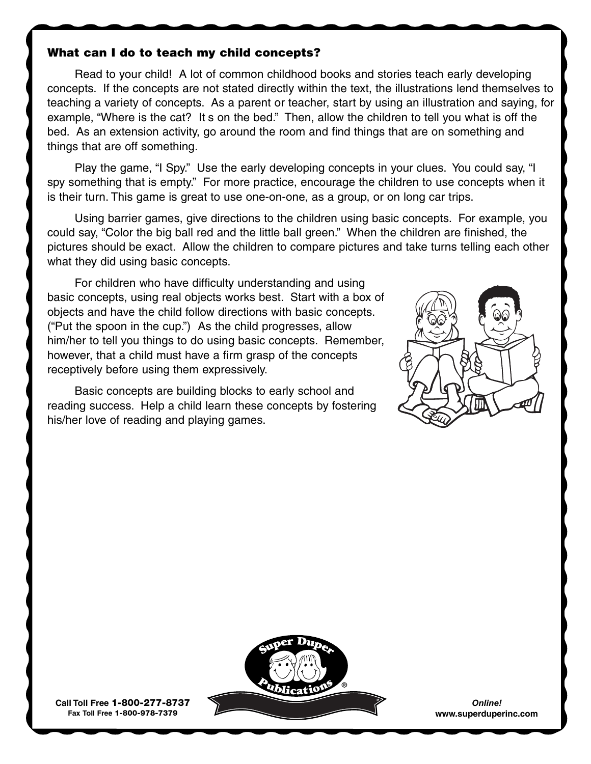### What can I do to teach my child concepts?

Read to your child! A lot of common childhood books and stories teach early developing concepts. If the concepts are not stated directly within the text, the illustrations lend themselves to teaching a variety of concepts. As a parent or teacher, start by using an illustration and saying, for example, “Where is the cat? It s on the bed.” Then, allow the children to tell you what is off the bed. As an extension activity, go around the room and find things that are on something and things that are off something.

Play the game, “I Spy.” Use the early developing concepts in your clues. You could say, “I spy something that is empty.” For more practice, encourage the children to use concepts when it is their turn. This game is great to use one-on-one, as a group, or on long car trips.

Using barrier games, give directions to the children using basic concepts. For example, you could say, “Color the big ball red and the little ball green.” When the children are finished, the pictures should be exact. Allow the children to compare pictures and take turns telling each other what they did using basic concepts.

For children who have difficulty understanding and using basic concepts, using real objects works best. Start with a box of objects and have the child follow directions with basic concepts. (“Put the spoon in the cup.”) As the child progresses, allow him/her to tell you things to do using basic concepts. Remember, however, that a child must have a firm grasp of the concepts receptively before using them expressively.

Basic concepts are building blocks to early school and reading success. Help a child learn these concepts by fostering his/her love of reading and playing games.

Super Duper Publications®

Call Toll Free **1-800-277-8737**
Fax Toll Free **1-800-978-7379**

***Online!***
**www.superduperinc.com**